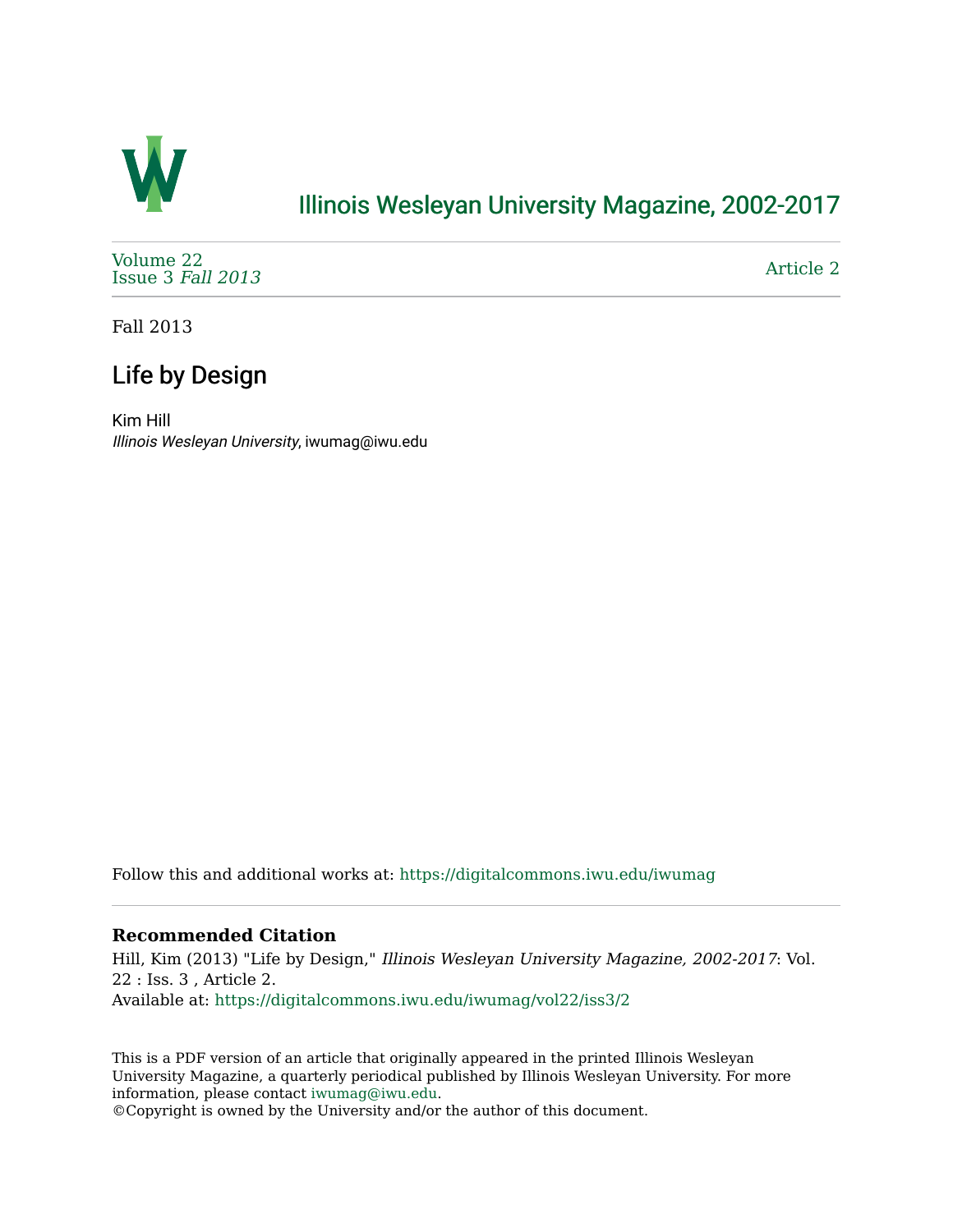# Illinois Wesleyan University Magazine, 2002-2017

Volume 22
Issue 3 *Fall 2013*

Article 2

Fall 2013

## Life by Design

Kim Hill
*Illinois Wesleyan University*, iwumag@iwu.edu

Follow this and additional works at: https://digitalcommons.iwu.edu/iwumag

**Recommended Citation**

Hill, Kim (2013) "Life by Design," *Illinois Wesleyan University Magazine, 2002-2017*: Vol. 22 : Iss. 3 , Article 2.
Available at: https://digitalcommons.iwu.edu/iwumag/vol22/iss3/2

This is a PDF version of an article that originally appeared in the printed Illinois Wesleyan University Magazine, a quarterly periodical published by Illinois Wesleyan University. For more information, please contact iwumag@iwu.edu.
©Copyright is owned by the University and/or the author of this document.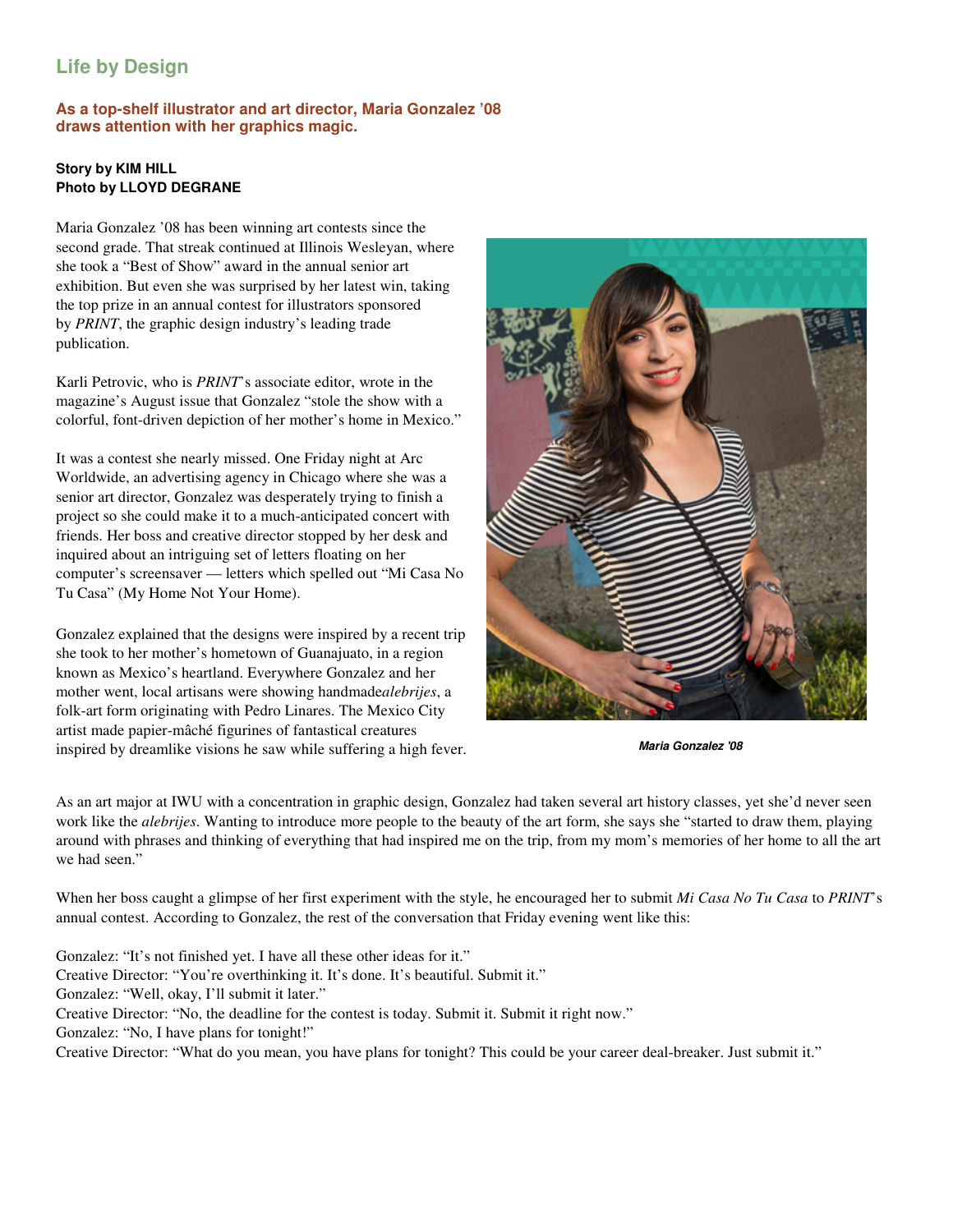## Life by Design

### As a top-shelf illustrator and art director, Maria Gonzalez '08 draws attention with her graphics magic.

**Story by KIM HILL**
**Photo by LLOYD DEGRANE**

Maria Gonzalez '08 has been winning art contests since the second grade. That streak continued at Illinois Wesleyan, where she took a "Best of Show" award in the annual senior art exhibition. But even she was surprised by her latest win, taking the top prize in an annual contest for illustrators sponsored by *PRINT*, the graphic design industry's leading trade publication.

Karli Petrovic, who is *PRINT*'s associate editor, wrote in the magazine's August issue that Gonzalez "stole the show with a colorful, font-driven depiction of her mother's home in Mexico."

It was a contest she nearly missed. One Friday night at Arc Worldwide, an advertising agency in Chicago where she was a senior art director, Gonzalez was desperately trying to finish a project so she could make it to a much-anticipated concert with friends. Her boss and creative director stopped by her desk and inquired about an intriguing set of letters floating on her computer's screensaver — letters which spelled out "Mi Casa No Tu Casa" (My Home Not Your Home).

Gonzalez explained that the designs were inspired by a recent trip she took to her mother's hometown of Guanajuato, in a region known as Mexico's heartland. Everywhere Gonzalez and her mother went, local artisans were showing handmade *alebrijes*, a folk-art form originating with Pedro Linares. The Mexico City artist made papier-mâché figurines of fantastical creatures inspired by dreamlike visions he saw while suffering a high fever.

*Maria Gonzalez '08*

As an art major at IWU with a concentration in graphic design, Gonzalez had taken several art history classes, yet she'd never seen work like the *alebrijes*. Wanting to introduce more people to the beauty of the art form, she says she "started to draw them, playing around with phrases and thinking of everything that had inspired me on the trip, from my mom's memories of her home to all the art we had seen."

When her boss caught a glimpse of her first experiment with the style, he encouraged her to submit *Mi Casa No Tu Casa* to *PRINT*'s annual contest. According to Gonzalez, the rest of the conversation that Friday evening went like this:

Gonzalez: "It's not finished yet. I have all these other ideas for it."
Creative Director: "You're overthinking it. It's done. It's beautiful. Submit it."
Gonzalez: "Well, okay, I'll submit it later."
Creative Director: "No, the deadline for the contest is today. Submit it. Submit it right now."
Gonzalez: "No, I have plans for tonight!"
Creative Director: "What do you mean, you have plans for tonight? This could be your career deal-breaker. Just submit it."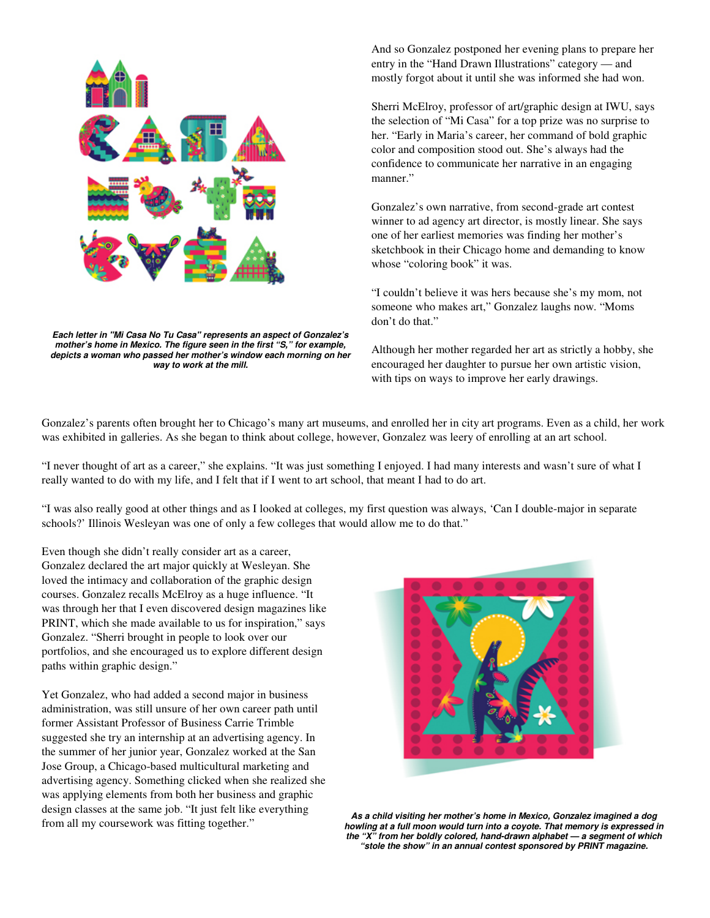*Each letter in "Mi Casa No Tu Casa" represents an aspect of Gonzalez's mother's home in Mexico. The figure seen in the first "S," for example, depicts a woman who passed her mother's window each morning on her way to work at the mill.*

And so Gonzalez postponed her evening plans to prepare her entry in the "Hand Drawn Illustrations" category — and mostly forgot about it until she was informed she had won.

Sherri McElroy, professor of art/graphic design at IWU, says the selection of "Mi Casa" for a top prize was no surprise to her. "Early in Maria's career, her command of bold graphic color and composition stood out. She's always had the confidence to communicate her narrative in an engaging manner."

Gonzalez's own narrative, from second-grade art contest winner to ad agency art director, is mostly linear. She says one of her earliest memories was finding her mother's sketchbook in their Chicago home and demanding to know whose "coloring book" it was.

"I couldn't believe it was hers because she's my mom, not someone who makes art," Gonzalez laughs now. "Moms don't do that."

Although her mother regarded her art as strictly a hobby, she encouraged her daughter to pursue her own artistic vision, with tips on ways to improve her early drawings.

Gonzalez's parents often brought her to Chicago's many art museums, and enrolled her in city art programs. Even as a child, her work was exhibited in galleries. As she began to think about college, however, Gonzalez was leery of enrolling at an art school.

"I never thought of art as a career," she explains. "It was just something I enjoyed. I had many interests and wasn't sure of what I really wanted to do with my life, and I felt that if I went to art school, that meant I had to do art.

"I was also really good at other things and as I looked at colleges, my first question was always, 'Can I double-major in separate schools?' Illinois Wesleyan was one of only a few colleges that would allow me to do that."

Even though she didn't really consider art as a career, Gonzalez declared the art major quickly at Wesleyan. She loved the intimacy and collaboration of the graphic design courses. Gonzalez recalls McElroy as a huge influence. "It was through her that I even discovered design magazines like PRINT, which she made available to us for inspiration," says Gonzalez. "Sherri brought in people to look over our portfolios, and she encouraged us to explore different design paths within graphic design."

Yet Gonzalez, who had added a second major in business administration, was still unsure of her own career path until former Assistant Professor of Business Carrie Trimble suggested she try an internship at an advertising agency. In the summer of her junior year, Gonzalez worked at the San Jose Group, a Chicago-based multicultural marketing and advertising agency. Something clicked when she realized she was applying elements from both her business and graphic design classes at the same job. "It just felt like everything from all my coursework was fitting together."

*As a child visiting her mother's home in Mexico, Gonzalez imagined a dog howling at a full moon would turn into a coyote. That memory is expressed in the "X" from her boldly colored, hand-drawn alphabet — a segment of which "stole the show" in an annual contest sponsored by PRINT magazine.*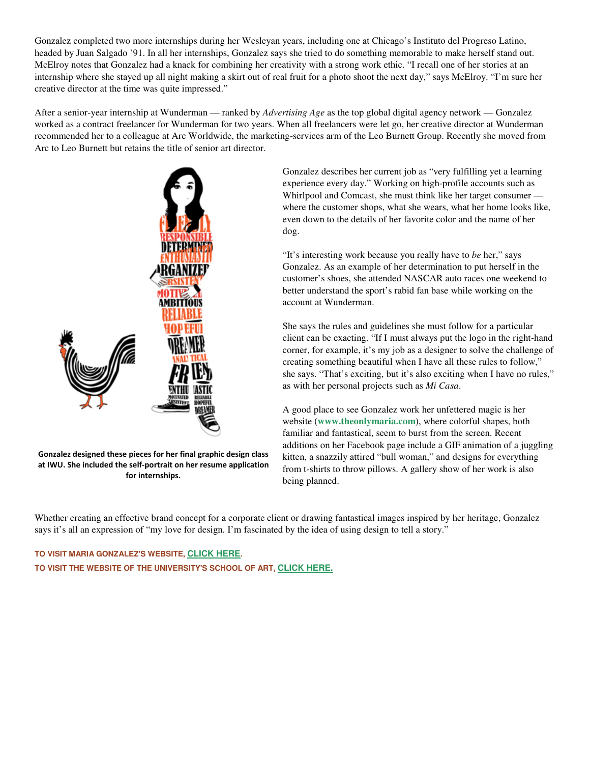Gonzalez completed two more internships during her Wesleyan years, including one at Chicago's Instituto del Progreso Latino, headed by Juan Salgado '91. In all her internships, Gonzalez says she tried to do something memorable to make herself stand out. McElroy notes that Gonzalez had a knack for combining her creativity with a strong work ethic. "I recall one of her stories at an internship where she stayed up all night making a skirt out of real fruit for a photo shoot the next day," says McElroy. "I'm sure her creative director at the time was quite impressed."

After a senior-year internship at Wunderman — ranked by *Advertising Age* as the top global digital agency network — Gonzalez worked as a contract freelancer for Wunderman for two years. When all freelancers were let go, her creative director at Wunderman recommended her to a colleague at Arc Worldwide, the marketing-services arm of the Leo Burnett Group. Recently she moved from Arc to Leo Burnett but retains the title of senior art director.

**Gonzalez designed these pieces for her final graphic design class at IWU. She included the self-portrait on her resume application for internships.**

Gonzalez describes her current job as "very fulfilling yet a learning experience every day." Working on high-profile accounts such as Whirlpool and Comcast, she must think like her target consumer — where the customer shops, what she wears, what her home looks like, even down to the details of her favorite color and the name of her dog.

"It's interesting work because you really have to *be* her," says Gonzalez. As an example of her determination to put herself in the customer's shoes, she attended NASCAR auto races one weekend to better understand the sport's rabid fan base while working on the account at Wunderman.

She says the rules and guidelines she must follow for a particular client can be exacting. "If I must always put the logo in the right-hand corner, for example, it's my job as a designer to solve the challenge of creating something beautiful when I have all these rules to follow," she says. "That's exciting, but it's also exciting when I have no rules," as with her personal projects such as *Mi Casa*.

A good place to see Gonzalez work her unfettered magic is her website (**www.theonlymaria.com**), where colorful shapes, both familiar and fantastical, seem to burst from the screen. Recent additions on her Facebook page include a GIF animation of a juggling kitten, a snazzily attired "bull woman," and designs for everything from t-shirts to throw pillows. A gallery show of her work is also being planned.

Whether creating an effective brand concept for a corporate client or drawing fantastical images inspired by her heritage, Gonzalez says it's all an expression of "my love for design. I'm fascinated by the idea of using design to tell a story."

**TO VISIT MARIA GONZALEZ'S WEBSITE, CLICK HERE.**
**TO VISIT THE WEBSITE OF THE UNIVERSITY'S SCHOOL OF ART, CLICK HERE.**